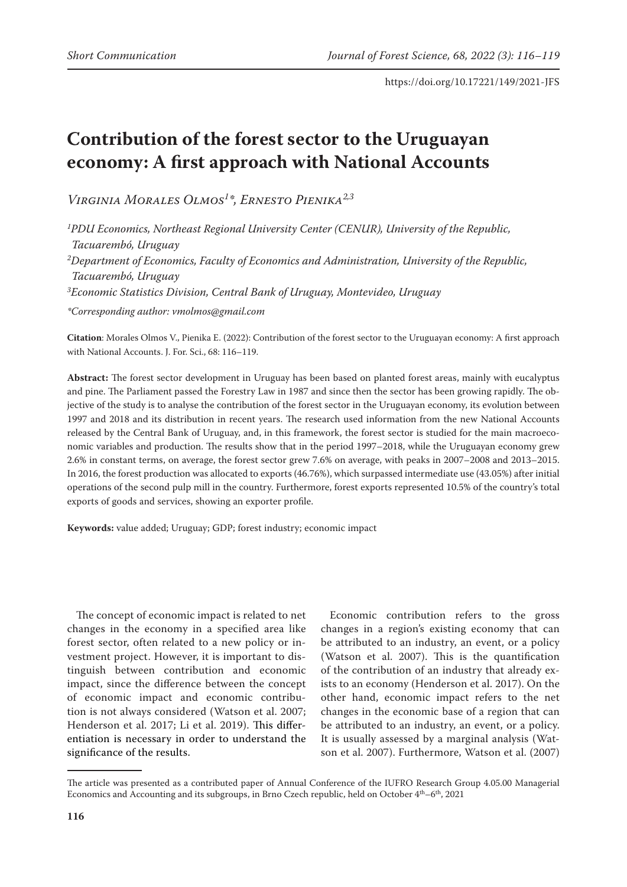https://doi.org/10.17221/149/2021-JFS

# Contribution of the forest sector to the Uruguayan economy: A first approach with National Accounts

*Virginia Morales Olmos[1]\*, Ernesto Pienika[2,3]*

[1]*PDU Economics, Northeast Regional University Center (CENUR), University of the Republic, Tacuarembó, Uruguay*

[2]*Department of Economics, Faculty of Economics and Administration, University of the Republic, Tacuarembó, Uruguay*

[3]*Economic Statistics Division, Central Bank of Uruguay, Montevideo, Uruguay*

*\*Corresponding author: vmolmos@gmail.com*

**Citation**: Morales Olmos V., Pienika E. (2022): Contribution of the forest sector to the Uruguayan economy: A first approach with National Accounts. J. For. Sci., 68: 116–119.

**Abstract:** The forest sector development in Uruguay has been based on planted forest areas, mainly with eucalyptus and pine. The Parliament passed the Forestry Law in 1987 and since then the sector has been growing rapidly. The objective of the study is to analyse the contribution of the forest sector in the Uruguayan economy, its evolution between 1997 and 2018 and its distribution in recent years. The research used information from the new National Accounts released by the Central Bank of Uruguay, and, in this framework, the forest sector is studied for the main macroeconomic variables and production. The results show that in the period 1997–2018, while the Uruguayan economy grew 2.6% in constant terms, on average, the forest sector grew 7.6% on average, with peaks in 2007–2008 and 2013–2015. In 2016, the forest production was allocated to exports (46.76%), which surpassed intermediate use (43.05%) after initial operations of the second pulp mill in the country. Furthermore, forest exports represented 10.5% of the country's total exports of goods and services, showing an exporter profile.

**Keywords:** value added; Uruguay; GDP; forest industry; economic impact

The concept of economic impact is related to net changes in the economy in a specified area like forest sector, often related to a new policy or investment project. However, it is important to distinguish between contribution and economic impact, since the difference between the concept of economic impact and economic contribution is not always considered (Watson et al. 2007; Henderson et al. 2017; Li et al. 2019). This differentiation is necessary in order to understand the significance of the results.

Economic contribution refers to the gross changes in a region's existing economy that can be attributed to an industry, an event, or a policy (Watson et al. 2007). This is the quantification of the contribution of an industry that already exists to an economy (Henderson et al. 2017). On the other hand, economic impact refers to the net changes in the economic base of a region that can be attributed to an industry, an event, or a policy. It is usually assessed by a marginal analysis (Watson et al. 2007). Furthermore, Watson et al. (2007)

The article was presented as a contributed paper of Annual Conference of the IUFRO Research Group 4.05.00 Managerial Economics and Accounting and its subgroups, in Brno Czech republic, held on October 4th–6th, 2021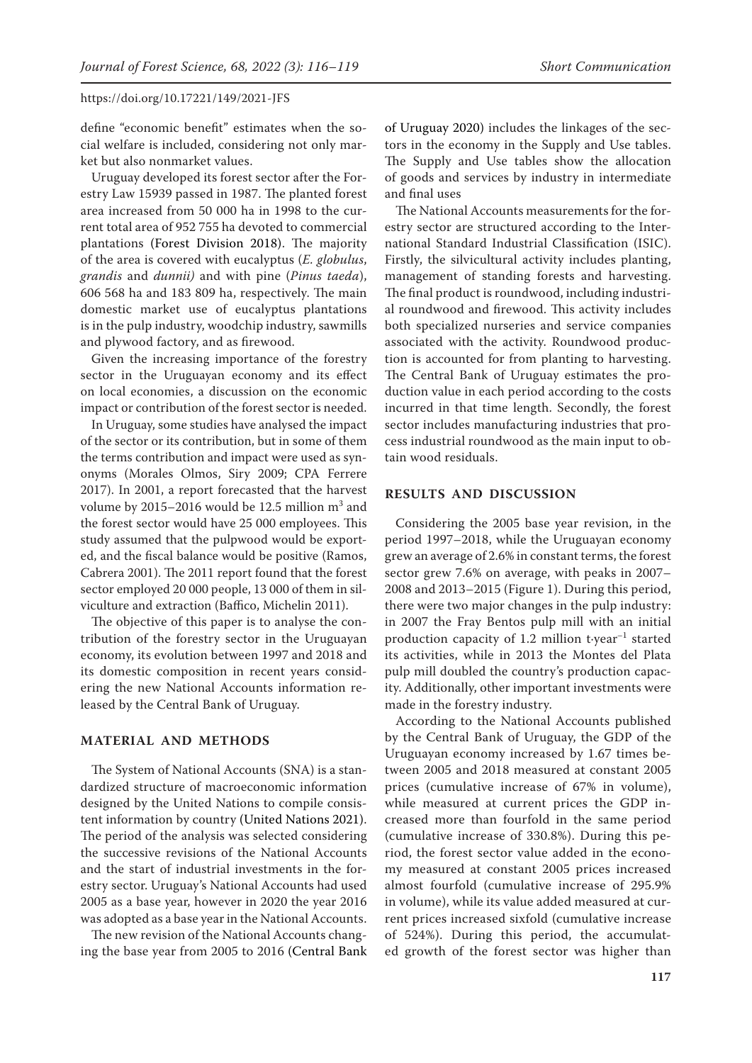define "economic benefit" estimates when the social welfare is included, considering not only market but also nonmarket values.

Uruguay developed its forest sector after the Forestry Law 15939 passed in 1987. The planted forest area increased from 50 000 ha in 1998 to the current total area of 952 755 ha devoted to commercial plantations (Forest Division 2018). The majority of the area is covered with eucalyptus (*E. globulus*, *grandis* and *dunnii)* and with pine (*Pinus taeda*), 606 568 ha and 183 809 ha, respectively. The main domestic market use of eucalyptus plantations is in the pulp industry, woodchip industry, sawmills and plywood factory, and as firewood.

Given the increasing importance of the forestry sector in the Uruguayan economy and its effect on local economies, a discussion on the economic impact or contribution of the forest sector is needed.

In Uruguay, some studies have analysed the impact of the sector or its contribution, but in some of them the terms contribution and impact were used as synonyms (Morales Olmos, Siry 2009; CPA Ferrere 2017). In 2001, a report forecasted that the harvest volume by 2015–2016 would be 12.5 million $m^3$ and the forest sector would have 25 000 employees. This study assumed that the pulpwood would be exported, and the fiscal balance would be positive (Ramos, Cabrera 2001). The 2011 report found that the forest sector employed 20 000 people, 13 000 of them in silviculture and extraction (Baffico, Michelin 2011).

The objective of this paper is to analyse the contribution of the forestry sector in the Uruguayan economy, its evolution between 1997 and 2018 and its domestic composition in recent years considering the new National Accounts information released by the Central Bank of Uruguay.

## MATERIAL AND METHODS

The System of National Accounts (SNA) is a standardized structure of macroeconomic information designed by the United Nations to compile consistent information by country (United Nations 2021). The period of the analysis was selected considering the successive revisions of the National Accounts and the start of industrial investments in the forestry sector. Uruguay's National Accounts had used 2005 as a base year, however in 2020 the year 2016 was adopted as a base year in the National Accounts.

The new revision of the National Accounts changing the base year from 2005 to 2016 (Central Bank of Uruguay 2020) includes the linkages of the sectors in the economy in the Supply and Use tables. The Supply and Use tables show the allocation of goods and services by industry in intermediate and final uses

The National Accounts measurements for the forestry sector are structured according to the International Standard Industrial Classification (ISIC). Firstly, the silvicultural activity includes planting, management of standing forests and harvesting. The final product is roundwood, including industrial roundwood and firewood. This activity includes both specialized nurseries and service companies associated with the activity. Roundwood production is accounted for from planting to harvesting. The Central Bank of Uruguay estimates the production value in each period according to the costs incurred in that time length. Secondly, the forest sector includes manufacturing industries that process industrial roundwood as the main input to obtain wood residuals.

## RESULTS AND DISCUSSION

Considering the 2005 base year revision, in the period 1997–2018, while the Uruguayan economy grew an average of 2.6% in constant terms, the forest sector grew 7.6% on average, with peaks in 2007–2008 and 2013–2015 (Figure 1). During this period, there were two major changes in the pulp industry: in 2007 the Fray Bentos pulp mill with an initial production capacity of 1.2 million t·year$^{-1}$ started its activities, while in 2013 the Montes del Plata pulp mill doubled the country's production capacity. Additionally, other important investments were made in the forestry industry.

According to the National Accounts published by the Central Bank of Uruguay, the GDP of the Uruguayan economy increased by 1.67 times between 2005 and 2018 measured at constant 2005 prices (cumulative increase of 67% in volume), while measured at current prices the GDP increased more than fourfold in the same period (cumulative increase of 330.8%). During this period, the forest sector value added in the economy measured at constant 2005 prices increased almost fourfold (cumulative increase of 295.9% in volume), while its value added measured at current prices increased sixfold (cumulative increase of 524%). During this period, the accumulated growth of the forest sector was higher than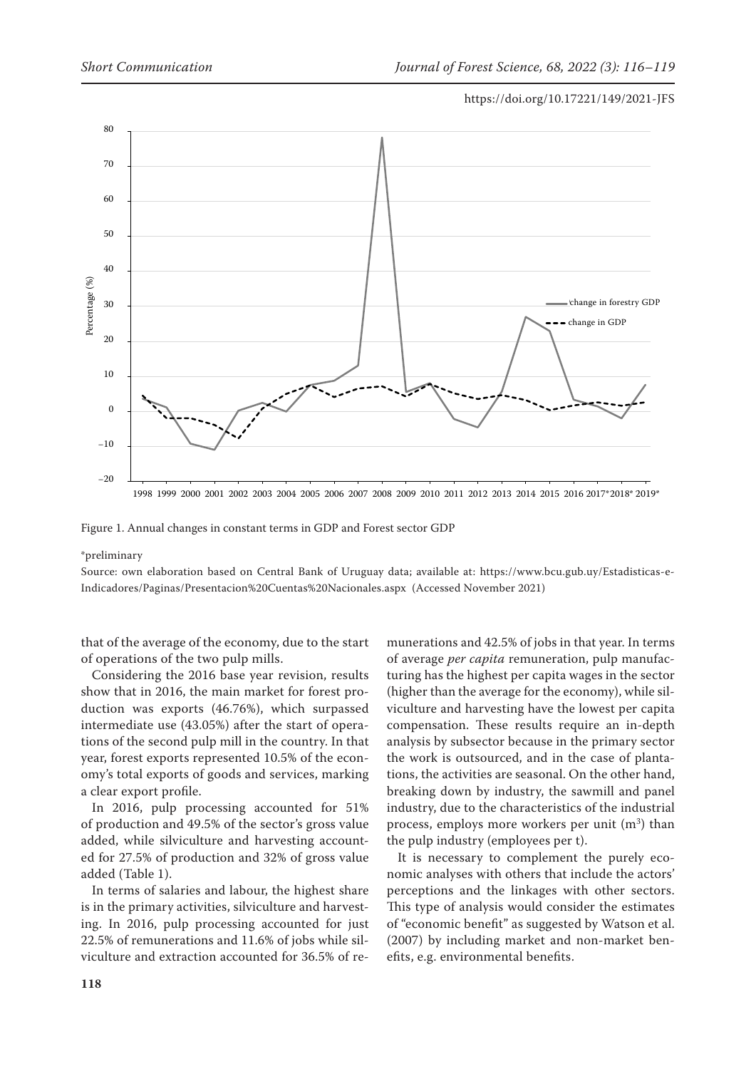Figure 1. Annual changes in constant terms in GDP and Forest sector GDP

*preliminary

Source: own elaboration based on Central Bank of Uruguay data; available at: https://www.bcu.gub.uy/Estadisticas-e-Indicadores/Paginas/Presentacion%20Cuentas%20Nacionales.aspx (Accessed November 2021)

that of the average of the economy, due to the start of operations of the two pulp mills.

Considering the 2016 base year revision, results show that in 2016, the main market for forest production was exports (46.76%), which surpassed intermediate use (43.05%) after the start of operations of the second pulp mill in the country. In that year, forest exports represented 10.5% of the economy's total exports of goods and services, marking a clear export profile.

In 2016, pulp processing accounted for 51% of production and 49.5% of the sector's gross value added, while silviculture and harvesting accounted for 27.5% of production and 32% of gross value added (Table 1).

In terms of salaries and labour, the highest share is in the primary activities, silviculture and harvesting. In 2016, pulp processing accounted for just 22.5% of remunerations and 11.6% of jobs while silviculture and extraction accounted for 36.5% of remunerations and 42.5% of jobs in that year. In terms of average *per capita* remuneration, pulp manufacturing has the highest per capita wages in the sector (higher than the average for the economy), while silviculture and harvesting have the lowest per capita compensation. These results require an in-depth analysis by subsector because in the primary sector the work is outsourced, and in the case of plantations, the activities are seasonal. On the other hand, breaking down by industry, the sawmill and panel industry, due to the characteristics of the industrial process, employs more workers per unit ($m^3$) than the pulp industry (employees per t).

It is necessary to complement the purely economic analyses with others that include the actors' perceptions and the linkages with other sectors. This type of analysis would consider the estimates of "economic benefit" as suggested by Watson et al. (2007) by including market and non-market benefits, e.g. environmental benefits.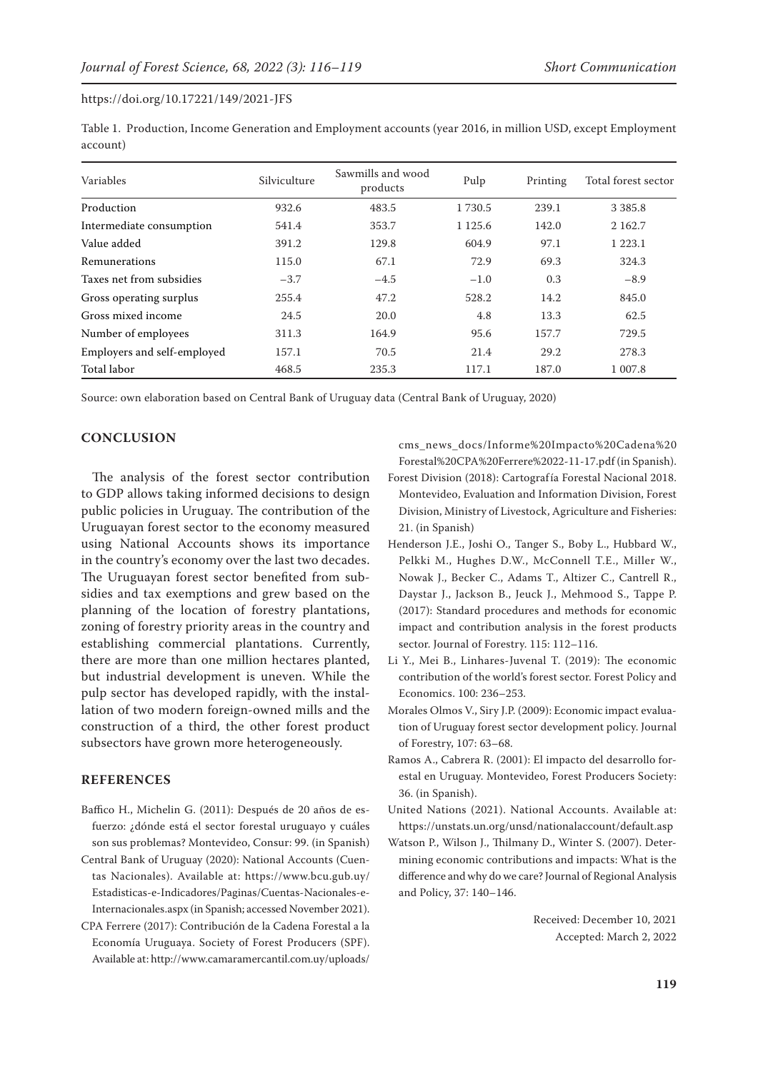Table 1. Production, Income Generation and Employment accounts (year 2016, in million USD, except Employment account)

| Variables | Silviculture | Sawmills and wood products | Pulp | Printing | Total forest sector |
|---|---|---|---|---|---|
| Production | 932.6 | 483.5 | 1 730.5 | 239.1 | 3 385.8 |
| Intermediate consumption | 541.4 | 353.7 | 1 125.6 | 142.0 | 2 162.7 |
| Value added | 391.2 | 129.8 | 604.9 | 97.1 | 1 223.1 |
| Remunerations | 115.0 | 67.1 | 72.9 | 69.3 | 324.3 |
| Taxes net from subsidies | −3.7 | −4.5 | −1.0 | 0.3 | −8.9 |
| Gross operating surplus | 255.4 | 47.2 | 528.2 | 14.2 | 845.0 |
| Gross mixed income | 24.5 | 20.0 | 4.8 | 13.3 | 62.5 |
| Number of employees | 311.3 | 164.9 | 95.6 | 157.7 | 729.5 |
| Employers and self-employed | 157.1 | 70.5 | 21.4 | 29.2 | 278.3 |
| Total labor | 468.5 | 235.3 | 117.1 | 187.0 | 1 007.8 |

Source: own elaboration based on Central Bank of Uruguay data (Central Bank of Uruguay, 2020)

## CONCLUSION

The analysis of the forest sector contribution to GDP allows taking informed decisions to design public policies in Uruguay. The contribution of the Uruguayan forest sector to the economy measured using National Accounts shows its importance in the country's economy over the last two decades. The Uruguayan forest sector benefited from subsidies and tax exemptions and grew based on the planning of the location of forestry plantations, zoning of forestry priority areas in the country and establishing commercial plantations. Currently, there are more than one million hectares planted, but industrial development is uneven. While the pulp sector has developed rapidly, with the installation of two modern foreign-owned mills and the construction of a third, the other forest product subsectors have grown more heterogeneously.

## REFERENCES

Baffico H., Michelin G. (2011): Después de 20 años de esfuerzo: ¿dónde está el sector forestal uruguayo y cuáles son sus problemas? Montevideo, Consur: 99. (in Spanish)

Central Bank of Uruguay (2020): National Accounts (Cuentas Nacionales). Available at: https://www.bcu.gub.uy/Estadisticas-e-Indicadores/Paginas/Cuentas-Nacionales-e-Internacionales.aspx (in Spanish; accessed November 2021).

CPA Ferrere (2017): Contribución de la Cadena Forestal a la Economía Uruguaya. Society of Forest Producers (SPF). Available at: http://www.camaramercantil.com.uy/uploads/cms_news_docs/Informe%20Impacto%20Cadena%20Forestal%20CPA%20Ferrere%2022-11-17.pdf (in Spanish).

Forest Division (2018): Cartografía Forestal Nacional 2018. Montevideo, Evaluation and Information Division, Forest Division, Ministry of Livestock, Agriculture and Fisheries: 21. (in Spanish)

Henderson J.E., Joshi O., Tanger S., Boby L., Hubbard W., Pelkki M., Hughes D.W., McConnell T.E., Miller W., Nowak J., Becker C., Adams T., Altizer C., Cantrell R., Daystar J., Jackson B., Jeuck J., Mehmood S., Tappe P. (2017): Standard procedures and methods for economic impact and contribution analysis in the forest products sector. Journal of Forestry. 115: 112–116.

Li Y., Mei B., Linhares-Juvenal T. (2019): The economic contribution of the world's forest sector. Forest Policy and Economics. 100: 236–253.

Morales Olmos V., Siry J.P. (2009): Economic impact evaluation of Uruguay forest sector development policy. Journal of Forestry, 107: 63–68.

Ramos A., Cabrera R. (2001): El impacto del desarrollo forestal en Uruguay. Montevideo, Forest Producers Society: 36. (in Spanish).

United Nations (2021). National Accounts. Available at: https://unstats.un.org/unsd/nationalaccount/default.asp

Watson P., Wilson J., Thilmany D., Winter S. (2007). Determining economic contributions and impacts: What is the difference and why do we care? Journal of Regional Analysis and Policy, 37: 140–146.

Received: December 10, 2021
Accepted: March 2, 2022